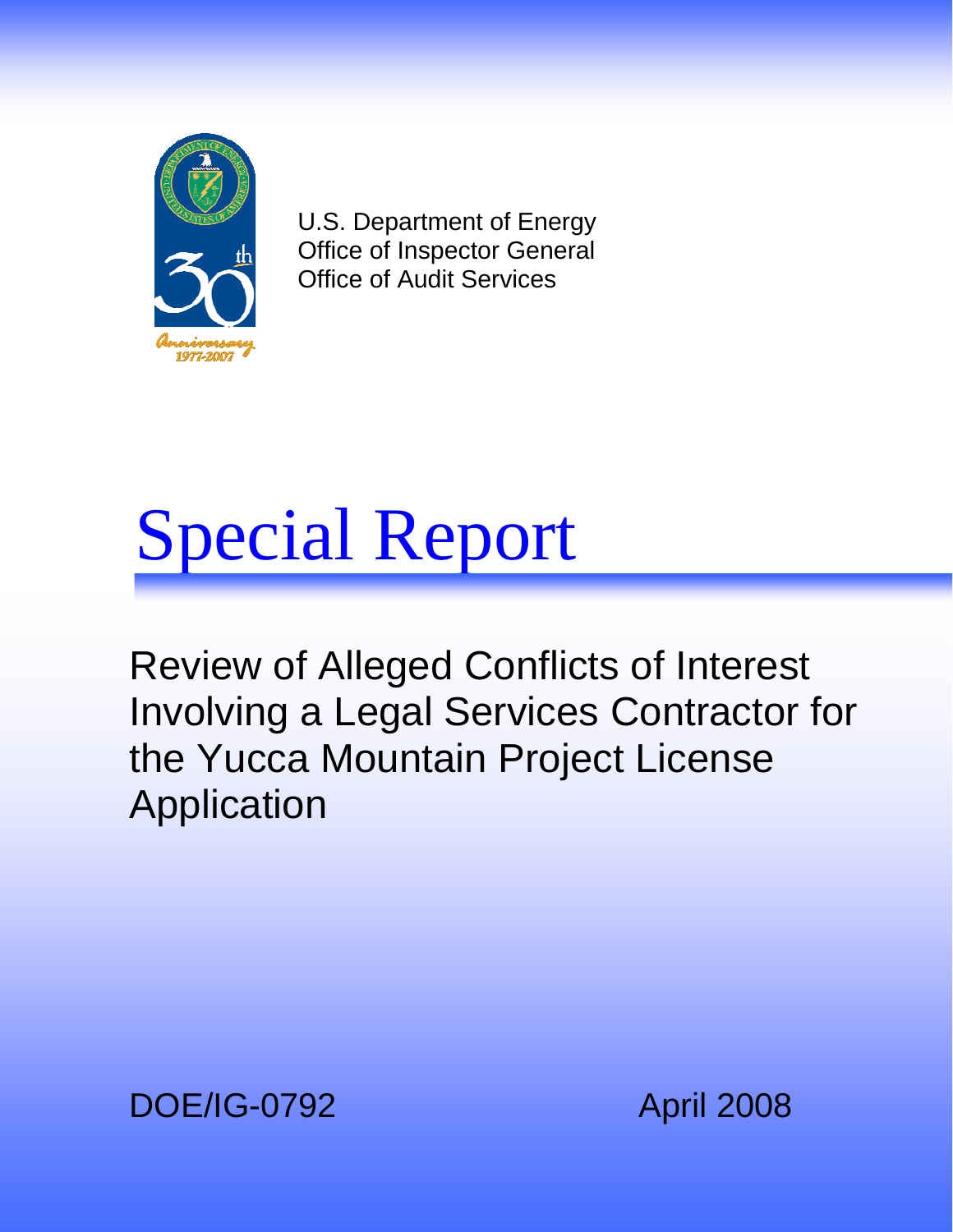U.S. Department of Energy
Office of Inspector General
Office of Audit Services

# Special Report

## Review of Alleged Conflicts of Interest Involving a Legal Services Contractor for the Yucca Mountain Project License Application

DOE/IG-0792

April 2008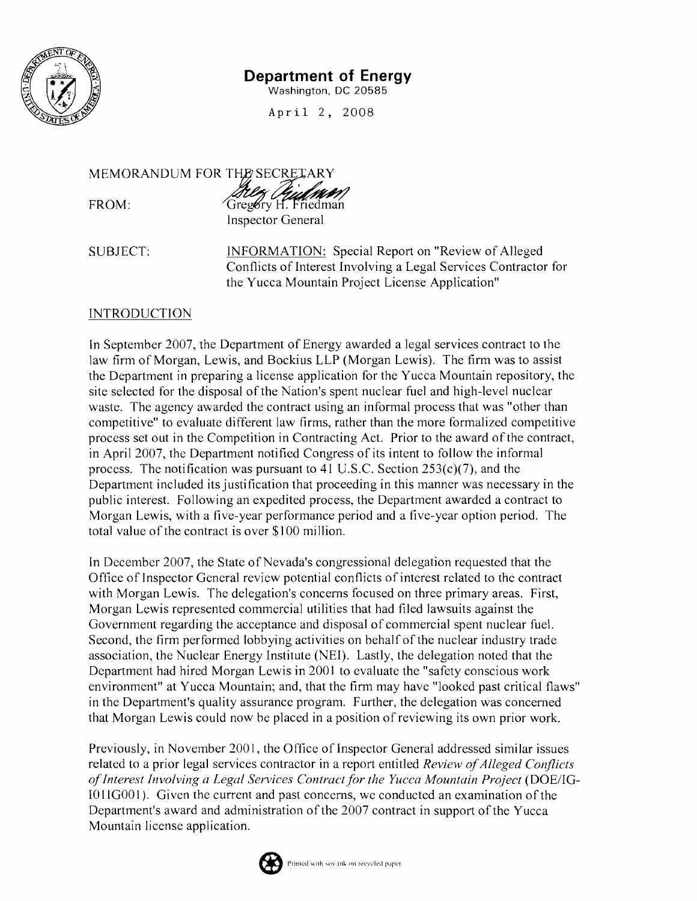# Department of Energy

Washington, DC 20585

April 2, 2008

MEMORANDUM FOR THE SECRETARY

FROM: Gregory H. Friedman
Inspector General

SUBJECT: INFORMATION: Special Report on "Review of Alleged Conflicts of Interest Involving a Legal Services Contractor for the Yucca Mountain Project License Application"

## INTRODUCTION

In September 2007, the Department of Energy awarded a legal services contract to the law firm of Morgan, Lewis, and Bockius LLP (Morgan Lewis). The firm was to assist the Department in preparing a license application for the Yucca Mountain repository, the site selected for the disposal of the Nation's spent nuclear fuel and high-level nuclear waste. The agency awarded the contract using an informal process that was "other than competitive" to evaluate different law firms, rather than the more formalized competitive process set out in the Competition in Contracting Act. Prior to the award of the contract, in April 2007, the Department notified Congress of its intent to follow the informal process. The notification was pursuant to 41 U.S.C. Section 253(c)(7), and the Department included its justification that proceeding in this manner was necessary in the public interest. Following an expedited process, the Department awarded a contract to Morgan Lewis, with a five-year performance period and a five-year option period. The total value of the contract is over $100 million.

In December 2007, the State of Nevada's congressional delegation requested that the Office of Inspector General review potential conflicts of interest related to the contract with Morgan Lewis. The delegation's concerns focused on three primary areas. First, Morgan Lewis represented commercial utilities that had filed lawsuits against the Government regarding the acceptance and disposal of commercial spent nuclear fuel. Second, the firm performed lobbying activities on behalf of the nuclear industry trade association, the Nuclear Energy Institute (NEI). Lastly, the delegation noted that the Department had hired Morgan Lewis in 2001 to evaluate the "safety conscious work environment" at Yucca Mountain; and, that the firm may have "looked past critical flaws" in the Department's quality assurance program. Further, the delegation was concerned that Morgan Lewis could now be placed in a position of reviewing its own prior work.

Previously, in November 2001, the Office of Inspector General addressed similar issues related to a prior legal services contractor in a report entitled *Review of Alleged Conflicts of Interest Involving a Legal Services Contract for the Yucca Mountain Project* (DOE/IG-I01IG001). Given the current and past concerns, we conducted an examination of the Department's award and administration of the 2007 contract in support of the Yucca Mountain license application.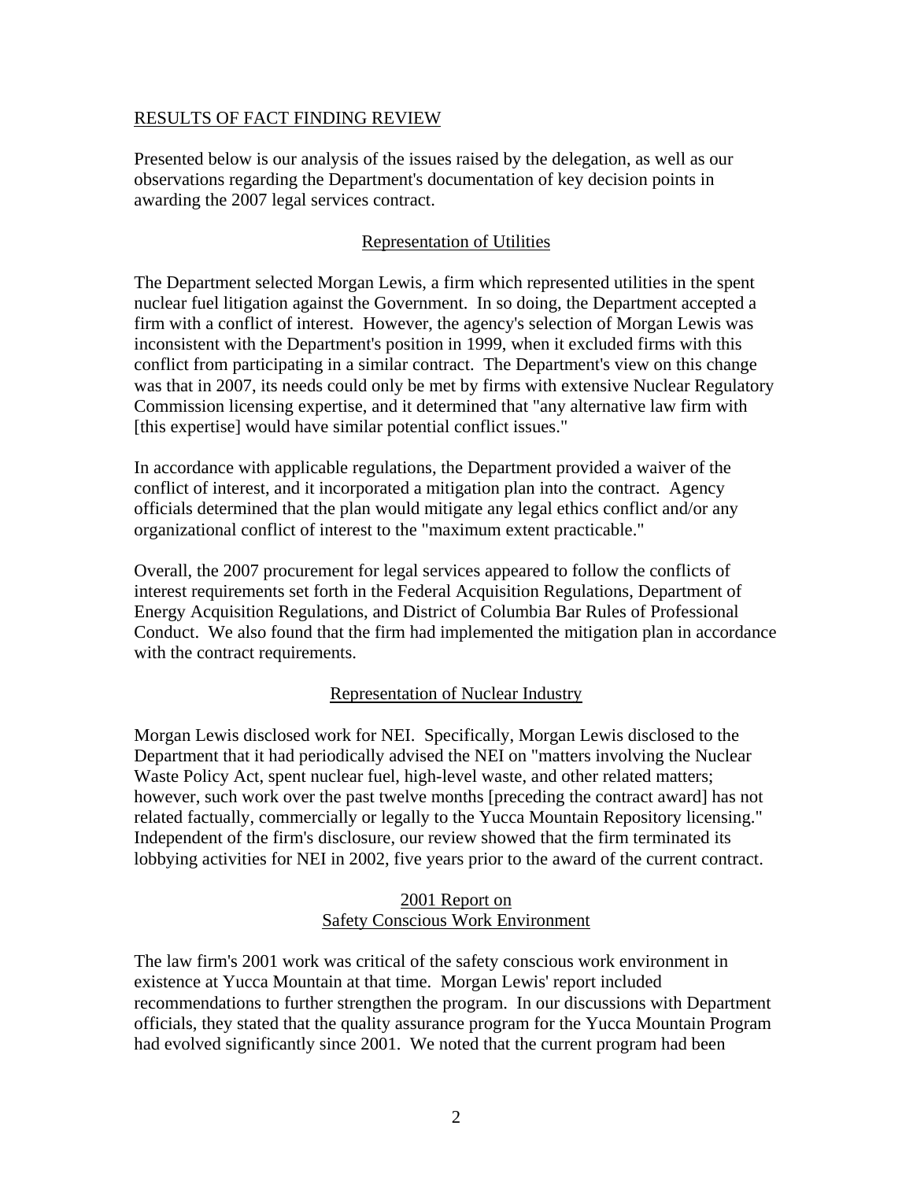## RESULTS OF FACT FINDING REVIEW

Presented below is our analysis of the issues raised by the delegation, as well as our observations regarding the Department's documentation of key decision points in awarding the 2007 legal services contract.

### Representation of Utilities

The Department selected Morgan Lewis, a firm which represented utilities in the spent nuclear fuel litigation against the Government. In so doing, the Department accepted a firm with a conflict of interest. However, the agency's selection of Morgan Lewis was inconsistent with the Department's position in 1999, when it excluded firms with this conflict from participating in a similar contract. The Department's view on this change was that in 2007, its needs could only be met by firms with extensive Nuclear Regulatory Commission licensing expertise, and it determined that "any alternative law firm with [this expertise] would have similar potential conflict issues."

In accordance with applicable regulations, the Department provided a waiver of the conflict of interest, and it incorporated a mitigation plan into the contract. Agency officials determined that the plan would mitigate any legal ethics conflict and/or any organizational conflict of interest to the "maximum extent practicable."

Overall, the 2007 procurement for legal services appeared to follow the conflicts of interest requirements set forth in the Federal Acquisition Regulations, Department of Energy Acquisition Regulations, and District of Columbia Bar Rules of Professional Conduct. We also found that the firm had implemented the mitigation plan in accordance with the contract requirements.

### Representation of Nuclear Industry

Morgan Lewis disclosed work for NEI. Specifically, Morgan Lewis disclosed to the Department that it had periodically advised the NEI on "matters involving the Nuclear Waste Policy Act, spent nuclear fuel, high-level waste, and other related matters; however, such work over the past twelve months [preceding the contract award] has not related factually, commercially or legally to the Yucca Mountain Repository licensing." Independent of the firm's disclosure, our review showed that the firm terminated its lobbying activities for NEI in 2002, five years prior to the award of the current contract.

### 2001 Report on Safety Conscious Work Environment

The law firm's 2001 work was critical of the safety conscious work environment in existence at Yucca Mountain at that time. Morgan Lewis' report included recommendations to further strengthen the program. In our discussions with Department officials, they stated that the quality assurance program for the Yucca Mountain Program had evolved significantly since 2001. We noted that the current program had been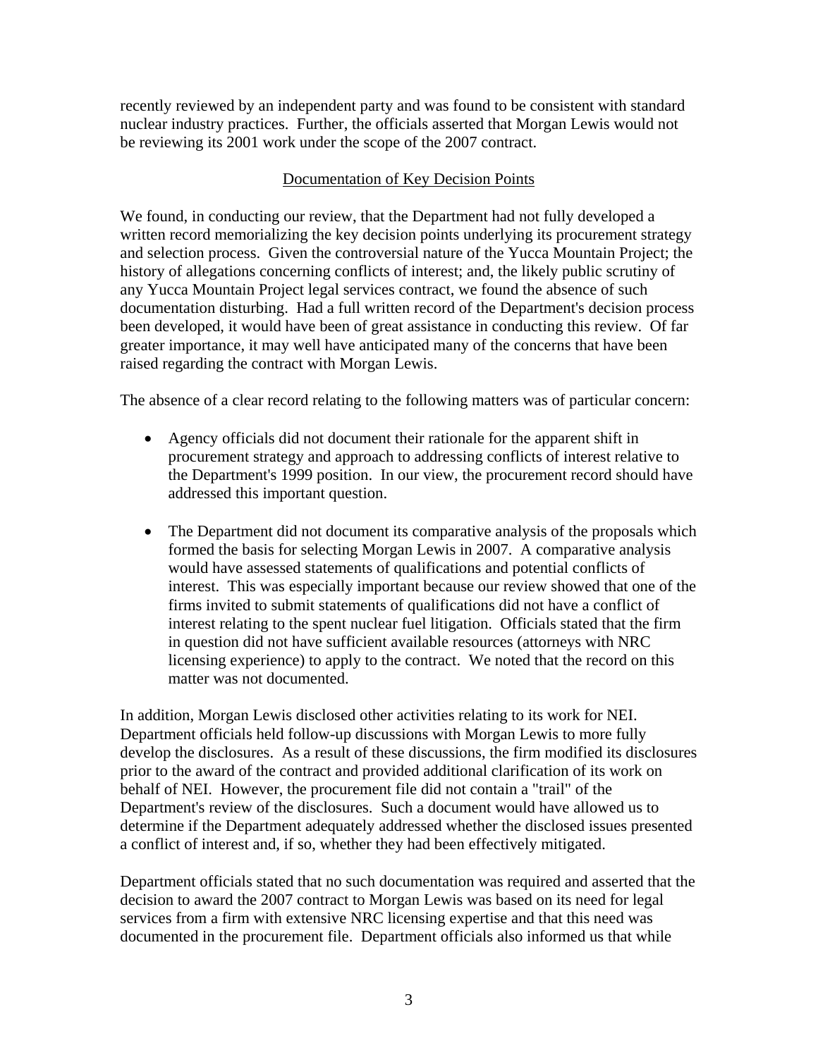recently reviewed by an independent party and was found to be consistent with standard nuclear industry practices. Further, the officials asserted that Morgan Lewis would not be reviewing its 2001 work under the scope of the 2007 contract.

## Documentation of Key Decision Points

We found, in conducting our review, that the Department had not fully developed a written record memorializing the key decision points underlying its procurement strategy and selection process. Given the controversial nature of the Yucca Mountain Project; the history of allegations concerning conflicts of interest; and, the likely public scrutiny of any Yucca Mountain Project legal services contract, we found the absence of such documentation disturbing. Had a full written record of the Department's decision process been developed, it would have been of great assistance in conducting this review. Of far greater importance, it may well have anticipated many of the concerns that have been raised regarding the contract with Morgan Lewis.

The absence of a clear record relating to the following matters was of particular concern:

- Agency officials did not document their rationale for the apparent shift in procurement strategy and approach to addressing conflicts of interest relative to the Department's 1999 position. In our view, the procurement record should have addressed this important question.

- The Department did not document its comparative analysis of the proposals which formed the basis for selecting Morgan Lewis in 2007. A comparative analysis would have assessed statements of qualifications and potential conflicts of interest. This was especially important because our review showed that one of the firms invited to submit statements of qualifications did not have a conflict of interest relating to the spent nuclear fuel litigation. Officials stated that the firm in question did not have sufficient available resources (attorneys with NRC licensing experience) to apply to the contract. We noted that the record on this matter was not documented.

In addition, Morgan Lewis disclosed other activities relating to its work for NEI. Department officials held follow-up discussions with Morgan Lewis to more fully develop the disclosures. As a result of these discussions, the firm modified its disclosures prior to the award of the contract and provided additional clarification of its work on behalf of NEI. However, the procurement file did not contain a "trail" of the Department's review of the disclosures. Such a document would have allowed us to determine if the Department adequately addressed whether the disclosed issues presented a conflict of interest and, if so, whether they had been effectively mitigated.

Department officials stated that no such documentation was required and asserted that the decision to award the 2007 contract to Morgan Lewis was based on its need for legal services from a firm with extensive NRC licensing expertise and that this need was documented in the procurement file. Department officials also informed us that while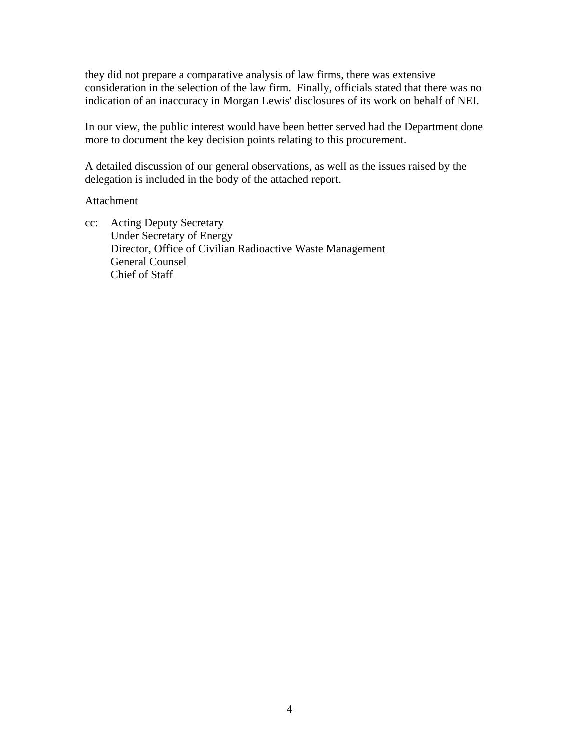they did not prepare a comparative analysis of law firms, there was extensive consideration in the selection of the law firm. Finally, officials stated that there was no indication of an inaccuracy in Morgan Lewis' disclosures of its work on behalf of NEI.

In our view, the public interest would have been better served had the Department done more to document the key decision points relating to this procurement.

A detailed discussion of our general observations, as well as the issues raised by the delegation is included in the body of the attached report.

Attachment

cc: Acting Deputy Secretary
Under Secretary of Energy
Director, Office of Civilian Radioactive Waste Management
General Counsel
Chief of Staff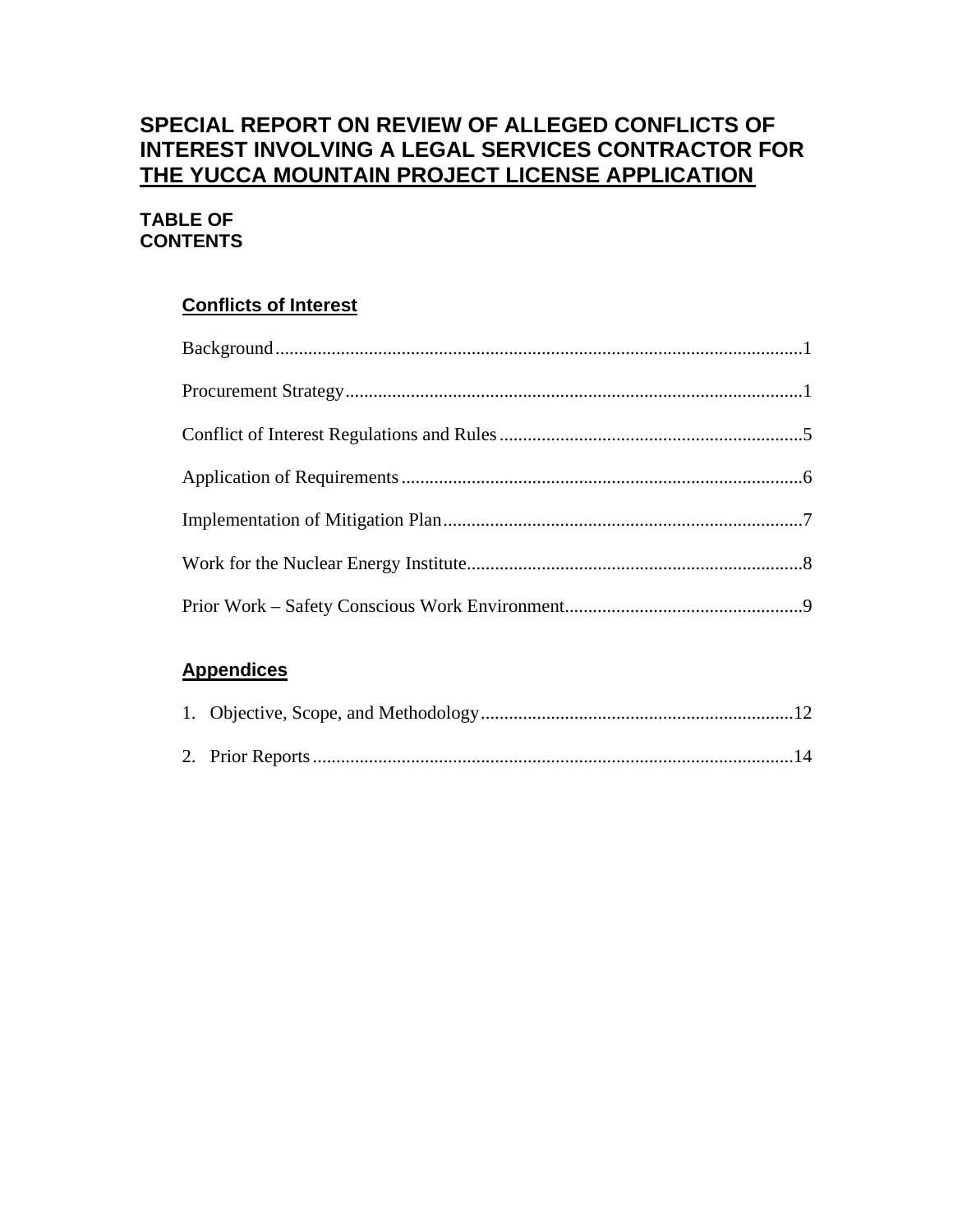# SPECIAL REPORT ON REVIEW OF ALLEGED CONFLICTS OF INTEREST INVOLVING A LEGAL SERVICES CONTRACTOR FOR THE YUCCA MOUNTAIN PROJECT LICENSE APPLICATION

## TABLE OF CONTENTS

### Conflicts of Interest

Background..........1

Procurement Strategy..........1

Conflict of Interest Regulations and Rules..........5

Application of Requirements..........6

Implementation of Mitigation Plan..........7

Work for the Nuclear Energy Institute..........8

Prior Work – Safety Conscious Work Environment..........9

### Appendices

1. Objective, Scope, and Methodology..........12
2. Prior Reports..........14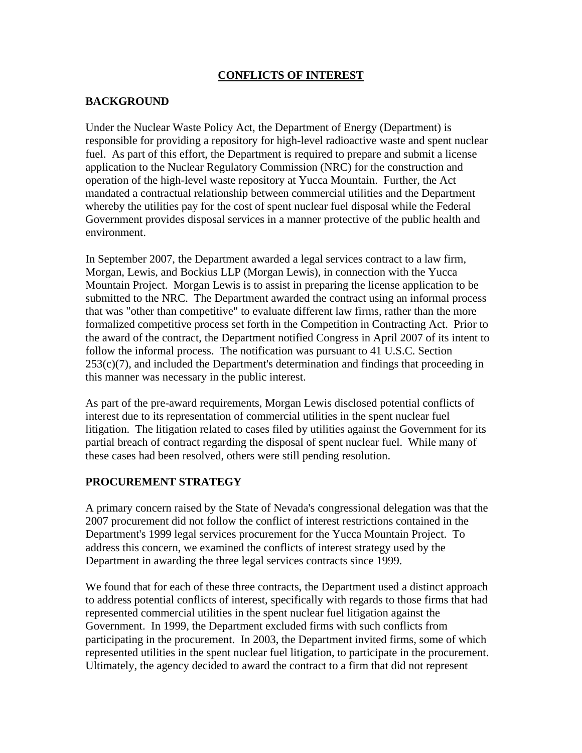## CONFLICTS OF INTEREST

### BACKGROUND

Under the Nuclear Waste Policy Act, the Department of Energy (Department) is responsible for providing a repository for high-level radioactive waste and spent nuclear fuel. As part of this effort, the Department is required to prepare and submit a license application to the Nuclear Regulatory Commission (NRC) for the construction and operation of the high-level waste repository at Yucca Mountain. Further, the Act mandated a contractual relationship between commercial utilities and the Department whereby the utilities pay for the cost of spent nuclear fuel disposal while the Federal Government provides disposal services in a manner protective of the public health and environment.

In September 2007, the Department awarded a legal services contract to a law firm, Morgan, Lewis, and Bockius LLP (Morgan Lewis), in connection with the Yucca Mountain Project. Morgan Lewis is to assist in preparing the license application to be submitted to the NRC. The Department awarded the contract using an informal process that was "other than competitive" to evaluate different law firms, rather than the more formalized competitive process set forth in the Competition in Contracting Act. Prior to the award of the contract, the Department notified Congress in April 2007 of its intent to follow the informal process. The notification was pursuant to 41 U.S.C. Section 253(c)(7), and included the Department's determination and findings that proceeding in this manner was necessary in the public interest.

As part of the pre-award requirements, Morgan Lewis disclosed potential conflicts of interest due to its representation of commercial utilities in the spent nuclear fuel litigation. The litigation related to cases filed by utilities against the Government for its partial breach of contract regarding the disposal of spent nuclear fuel. While many of these cases had been resolved, others were still pending resolution.

### PROCUREMENT STRATEGY

A primary concern raised by the State of Nevada's congressional delegation was that the 2007 procurement did not follow the conflict of interest restrictions contained in the Department's 1999 legal services procurement for the Yucca Mountain Project. To address this concern, we examined the conflicts of interest strategy used by the Department in awarding the three legal services contracts since 1999.

We found that for each of these three contracts, the Department used a distinct approach to address potential conflicts of interest, specifically with regards to those firms that had represented commercial utilities in the spent nuclear fuel litigation against the Government. In 1999, the Department excluded firms with such conflicts from participating in the procurement. In 2003, the Department invited firms, some of which represented utilities in the spent nuclear fuel litigation, to participate in the procurement. Ultimately, the agency decided to award the contract to a firm that did not represent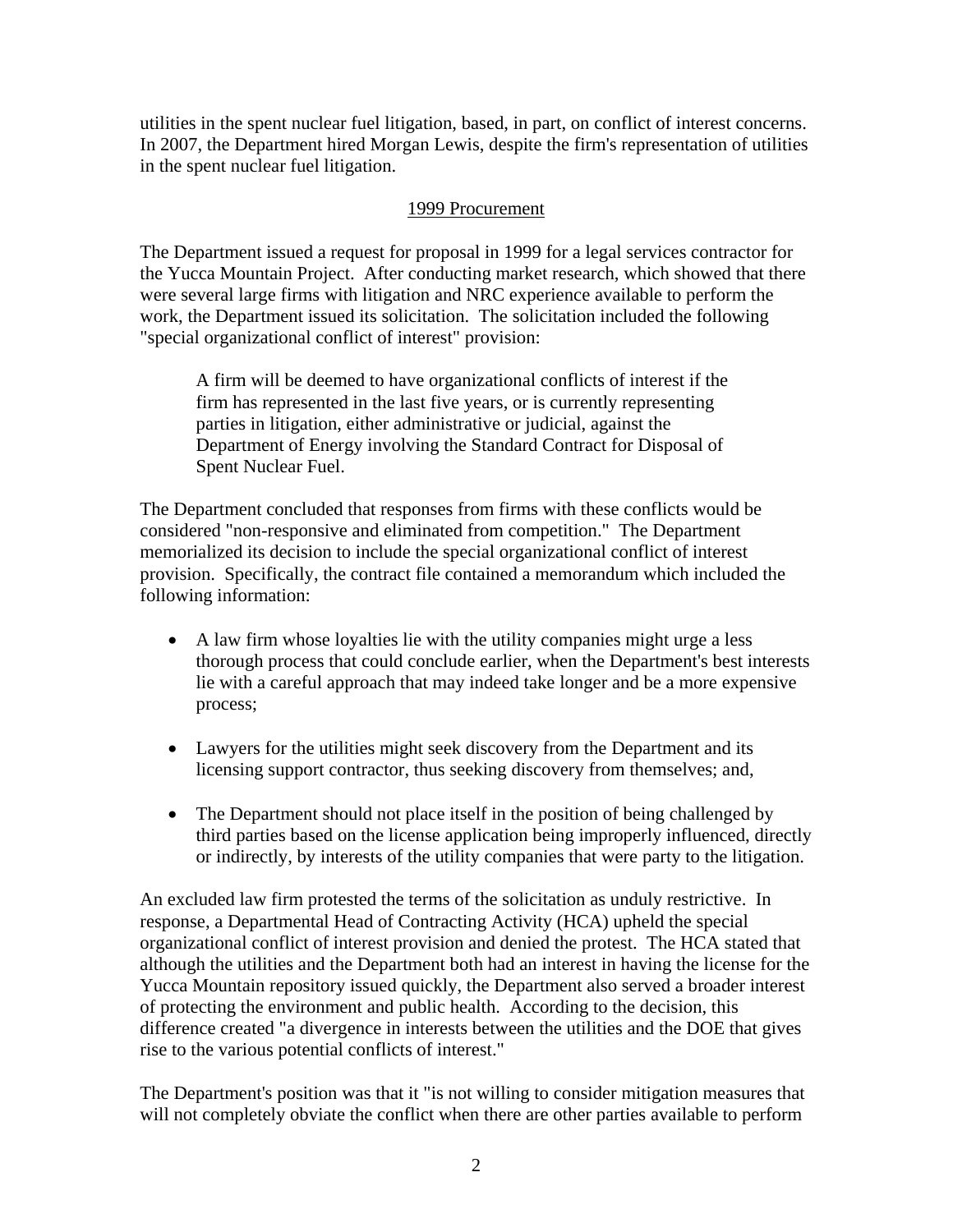utilities in the spent nuclear fuel litigation, based, in part, on conflict of interest concerns. In 2007, the Department hired Morgan Lewis, despite the firm's representation of utilities in the spent nuclear fuel litigation.

## 1999 Procurement

The Department issued a request for proposal in 1999 for a legal services contractor for the Yucca Mountain Project. After conducting market research, which showed that there were several large firms with litigation and NRC experience available to perform the work, the Department issued its solicitation. The solicitation included the following "special organizational conflict of interest" provision:

> A firm will be deemed to have organizational conflicts of interest if the firm has represented in the last five years, or is currently representing parties in litigation, either administrative or judicial, against the Department of Energy involving the Standard Contract for Disposal of Spent Nuclear Fuel.

The Department concluded that responses from firms with these conflicts would be considered "non-responsive and eliminated from competition." The Department memorialized its decision to include the special organizational conflict of interest provision. Specifically, the contract file contained a memorandum which included the following information:

- A law firm whose loyalties lie with the utility companies might urge a less thorough process that could conclude earlier, when the Department's best interests lie with a careful approach that may indeed take longer and be a more expensive process;
- Lawyers for the utilities might seek discovery from the Department and its licensing support contractor, thus seeking discovery from themselves; and,
- The Department should not place itself in the position of being challenged by third parties based on the license application being improperly influenced, directly or indirectly, by interests of the utility companies that were party to the litigation.

An excluded law firm protested the terms of the solicitation as unduly restrictive. In response, a Departmental Head of Contracting Activity (HCA) upheld the special organizational conflict of interest provision and denied the protest. The HCA stated that although the utilities and the Department both had an interest in having the license for the Yucca Mountain repository issued quickly, the Department also served a broader interest of protecting the environment and public health. According to the decision, this difference created "a divergence in interests between the utilities and the DOE that gives rise to the various potential conflicts of interest."

The Department's position was that it "is not willing to consider mitigation measures that will not completely obviate the conflict when there are other parties available to perform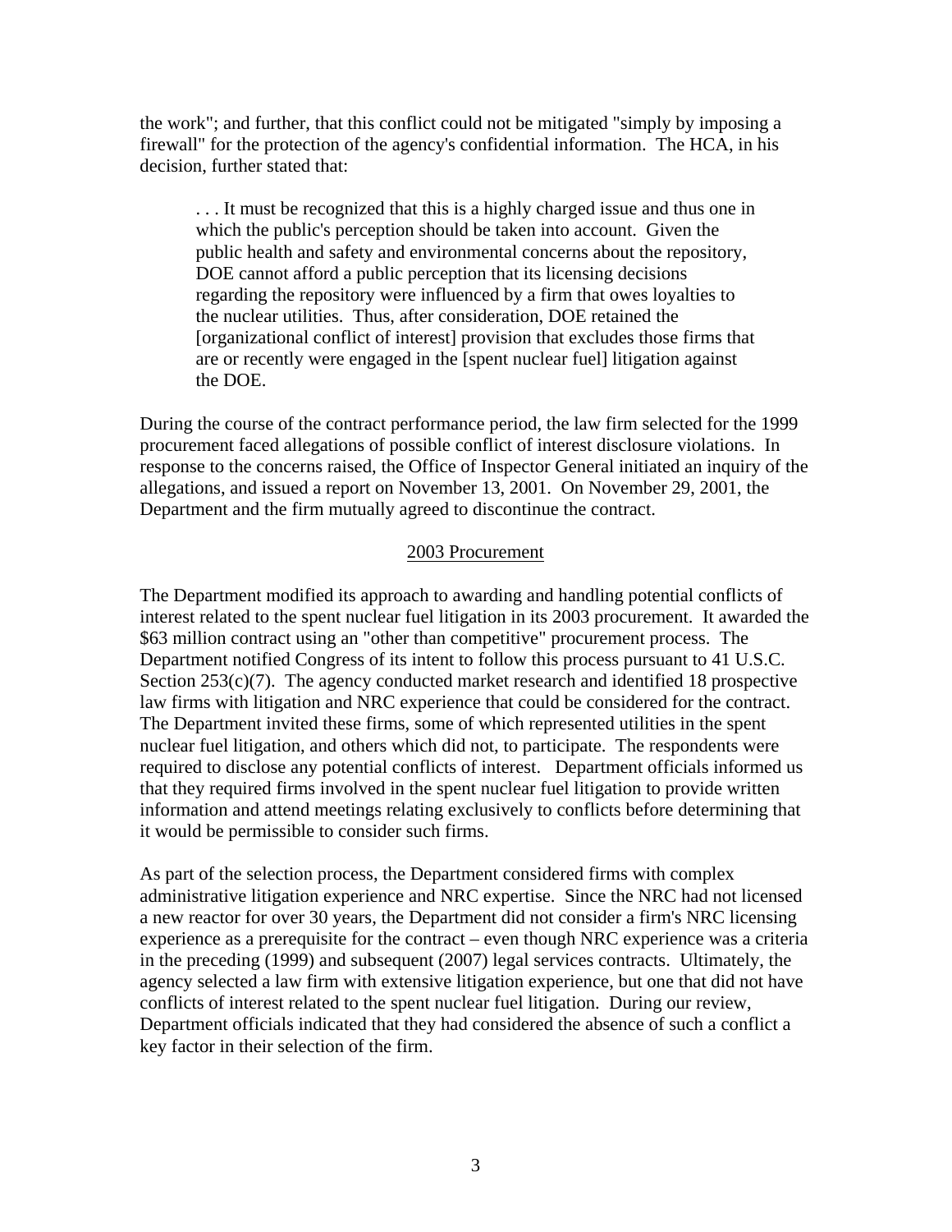the work"; and further, that this conflict could not be mitigated "simply by imposing a firewall" for the protection of the agency's confidential information. The HCA, in his decision, further stated that:

> . . . It must be recognized that this is a highly charged issue and thus one in which the public's perception should be taken into account. Given the public health and safety and environmental concerns about the repository, DOE cannot afford a public perception that its licensing decisions regarding the repository were influenced by a firm that owes loyalties to the nuclear utilities. Thus, after consideration, DOE retained the [organizational conflict of interest] provision that excludes those firms that are or recently were engaged in the [spent nuclear fuel] litigation against the DOE.

During the course of the contract performance period, the law firm selected for the 1999 procurement faced allegations of possible conflict of interest disclosure violations. In response to the concerns raised, the Office of Inspector General initiated an inquiry of the allegations, and issued a report on November 13, 2001. On November 29, 2001, the Department and the firm mutually agreed to discontinue the contract.

<u>2003 Procurement</u>

The Department modified its approach to awarding and handling potential conflicts of interest related to the spent nuclear fuel litigation in its 2003 procurement. It awarded the $63 million contract using an "other than competitive" procurement process. The Department notified Congress of its intent to follow this process pursuant to 41 U.S.C. Section 253(c)(7). The agency conducted market research and identified 18 prospective law firms with litigation and NRC experience that could be considered for the contract. The Department invited these firms, some of which represented utilities in the spent nuclear fuel litigation, and others which did not, to participate. The respondents were required to disclose any potential conflicts of interest. Department officials informed us that they required firms involved in the spent nuclear fuel litigation to provide written information and attend meetings relating exclusively to conflicts before determining that it would be permissible to consider such firms.

As part of the selection process, the Department considered firms with complex administrative litigation experience and NRC expertise. Since the NRC had not licensed a new reactor for over 30 years, the Department did not consider a firm's NRC licensing experience as a prerequisite for the contract – even though NRC experience was a criteria in the preceding (1999) and subsequent (2007) legal services contracts. Ultimately, the agency selected a law firm with extensive litigation experience, but one that did not have conflicts of interest related to the spent nuclear fuel litigation. During our review, Department officials indicated that they had considered the absence of such a conflict a key factor in their selection of the firm.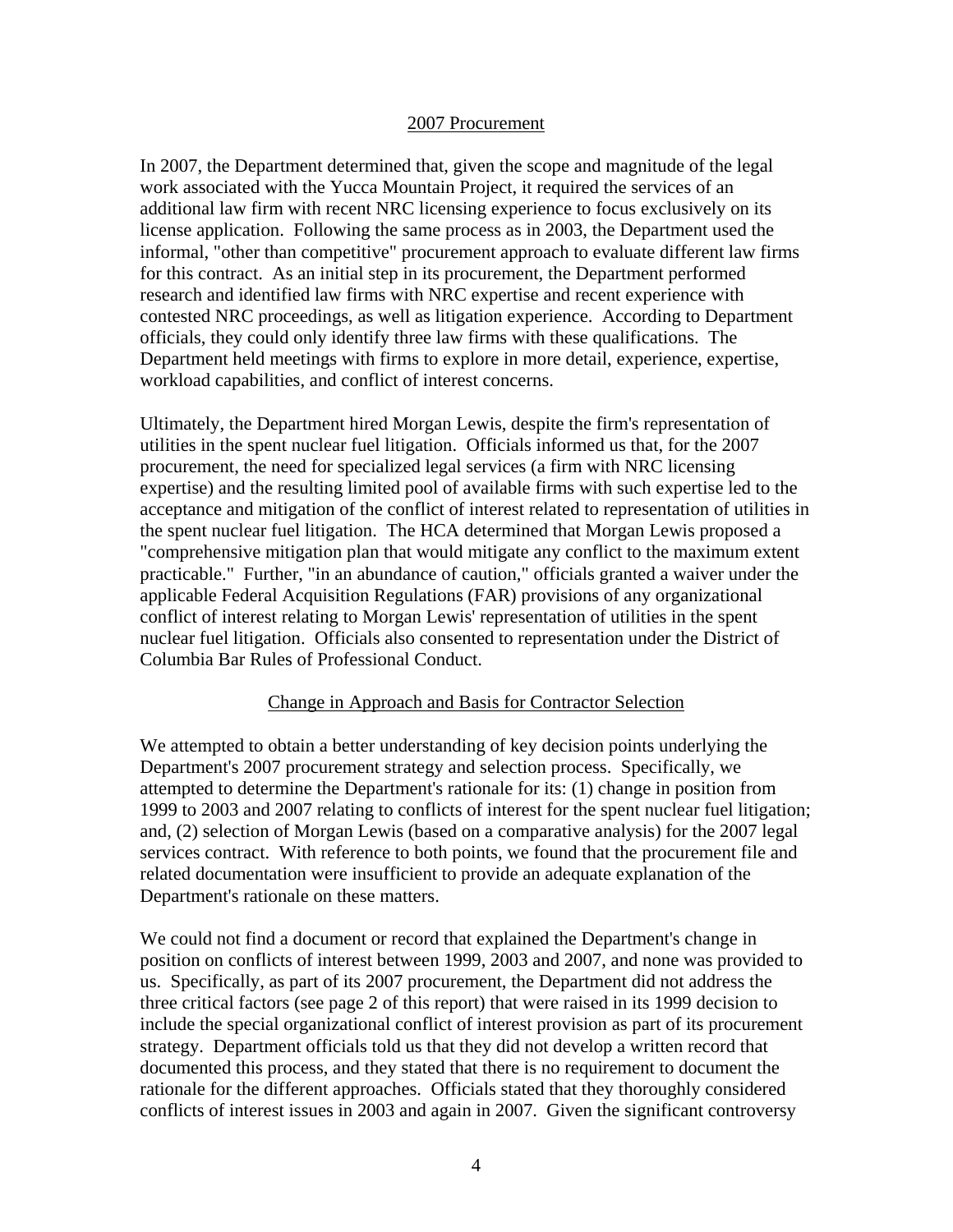## 2007 Procurement

In 2007, the Department determined that, given the scope and magnitude of the legal work associated with the Yucca Mountain Project, it required the services of an additional law firm with recent NRC licensing experience to focus exclusively on its license application. Following the same process as in 2003, the Department used the informal, "other than competitive" procurement approach to evaluate different law firms for this contract. As an initial step in its procurement, the Department performed research and identified law firms with NRC expertise and recent experience with contested NRC proceedings, as well as litigation experience. According to Department officials, they could only identify three law firms with these qualifications. The Department held meetings with firms to explore in more detail, experience, expertise, workload capabilities, and conflict of interest concerns.

Ultimately, the Department hired Morgan Lewis, despite the firm's representation of utilities in the spent nuclear fuel litigation. Officials informed us that, for the 2007 procurement, the need for specialized legal services (a firm with NRC licensing expertise) and the resulting limited pool of available firms with such expertise led to the acceptance and mitigation of the conflict of interest related to representation of utilities in the spent nuclear fuel litigation. The HCA determined that Morgan Lewis proposed a "comprehensive mitigation plan that would mitigate any conflict to the maximum extent practicable." Further, "in an abundance of caution," officials granted a waiver under the applicable Federal Acquisition Regulations (FAR) provisions of any organizational conflict of interest relating to Morgan Lewis' representation of utilities in the spent nuclear fuel litigation. Officials also consented to representation under the District of Columbia Bar Rules of Professional Conduct.

## Change in Approach and Basis for Contractor Selection

We attempted to obtain a better understanding of key decision points underlying the Department's 2007 procurement strategy and selection process. Specifically, we attempted to determine the Department's rationale for its: (1) change in position from 1999 to 2003 and 2007 relating to conflicts of interest for the spent nuclear fuel litigation; and, (2) selection of Morgan Lewis (based on a comparative analysis) for the 2007 legal services contract. With reference to both points, we found that the procurement file and related documentation were insufficient to provide an adequate explanation of the Department's rationale on these matters.

We could not find a document or record that explained the Department's change in position on conflicts of interest between 1999, 2003 and 2007, and none was provided to us. Specifically, as part of its 2007 procurement, the Department did not address the three critical factors (see page 2 of this report) that were raised in its 1999 decision to include the special organizational conflict of interest provision as part of its procurement strategy. Department officials told us that they did not develop a written record that documented this process, and they stated that there is no requirement to document the rationale for the different approaches. Officials stated that they thoroughly considered conflicts of interest issues in 2003 and again in 2007. Given the significant controversy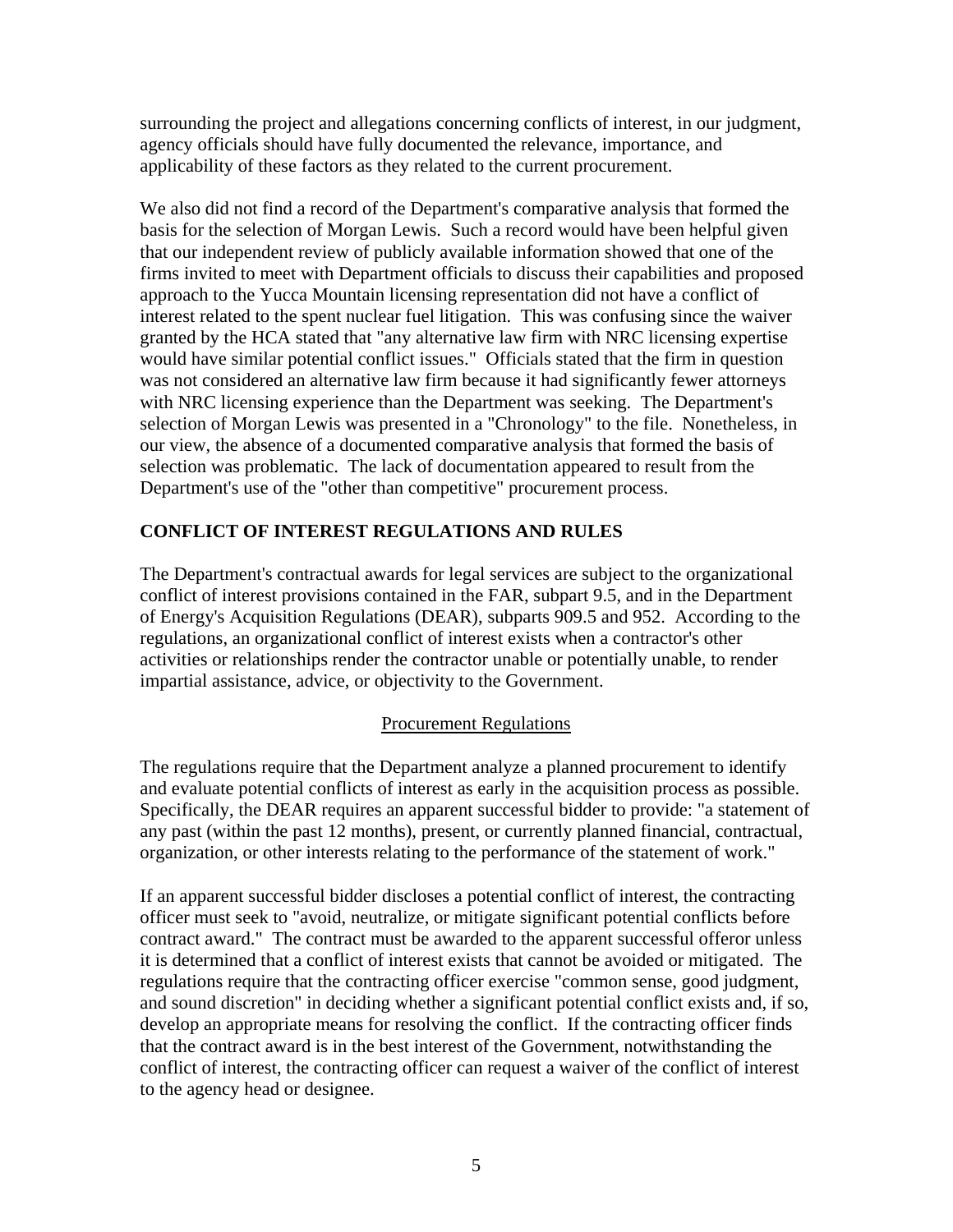surrounding the project and allegations concerning conflicts of interest, in our judgment, agency officials should have fully documented the relevance, importance, and applicability of these factors as they related to the current procurement.

We also did not find a record of the Department's comparative analysis that formed the basis for the selection of Morgan Lewis. Such a record would have been helpful given that our independent review of publicly available information showed that one of the firms invited to meet with Department officials to discuss their capabilities and proposed approach to the Yucca Mountain licensing representation did not have a conflict of interest related to the spent nuclear fuel litigation. This was confusing since the waiver granted by the HCA stated that "any alternative law firm with NRC licensing expertise would have similar potential conflict issues." Officials stated that the firm in question was not considered an alternative law firm because it had significantly fewer attorneys with NRC licensing experience than the Department was seeking. The Department's selection of Morgan Lewis was presented in a "Chronology" to the file. Nonetheless, in our view, the absence of a documented comparative analysis that formed the basis of selection was problematic. The lack of documentation appeared to result from the Department's use of the "other than competitive" procurement process.

## CONFLICT OF INTEREST REGULATIONS AND RULES

The Department's contractual awards for legal services are subject to the organizational conflict of interest provisions contained in the FAR, subpart 9.5, and in the Department of Energy's Acquisition Regulations (DEAR), subparts 909.5 and 952. According to the regulations, an organizational conflict of interest exists when a contractor's other activities or relationships render the contractor unable or potentially unable, to render impartial assistance, advice, or objectivity to the Government.

### Procurement Regulations

The regulations require that the Department analyze a planned procurement to identify and evaluate potential conflicts of interest as early in the acquisition process as possible. Specifically, the DEAR requires an apparent successful bidder to provide: "a statement of any past (within the past 12 months), present, or currently planned financial, contractual, organization, or other interests relating to the performance of the statement of work."

If an apparent successful bidder discloses a potential conflict of interest, the contracting officer must seek to "avoid, neutralize, or mitigate significant potential conflicts before contract award." The contract must be awarded to the apparent successful offeror unless it is determined that a conflict of interest exists that cannot be avoided or mitigated. The regulations require that the contracting officer exercise "common sense, good judgment, and sound discretion" in deciding whether a significant potential conflict exists and, if so, develop an appropriate means for resolving the conflict. If the contracting officer finds that the contract award is in the best interest of the Government, notwithstanding the conflict of interest, the contracting officer can request a waiver of the conflict of interest to the agency head or designee.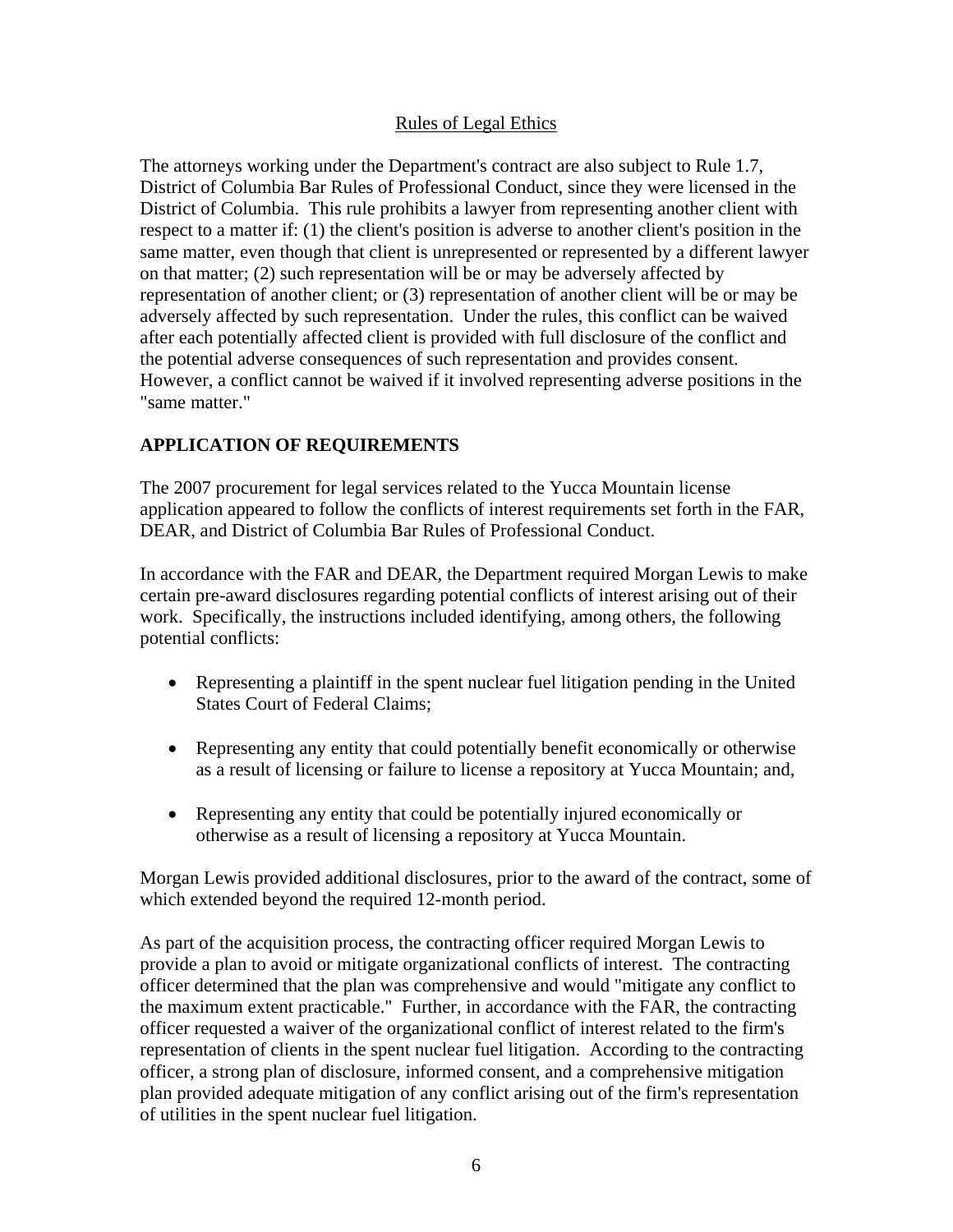Rules of Legal Ethics

The attorneys working under the Department's contract are also subject to Rule 1.7, District of Columbia Bar Rules of Professional Conduct, since they were licensed in the District of Columbia. This rule prohibits a lawyer from representing another client with respect to a matter if: (1) the client's position is adverse to another client's position in the same matter, even though that client is unrepresented or represented by a different lawyer on that matter; (2) such representation will be or may be adversely affected by representation of another client; or (3) representation of another client will be or may be adversely affected by such representation. Under the rules, this conflict can be waived after each potentially affected client is provided with full disclosure of the conflict and the potential adverse consequences of such representation and provides consent. However, a conflict cannot be waived if it involved representing adverse positions in the "same matter."

## APPLICATION OF REQUIREMENTS

The 2007 procurement for legal services related to the Yucca Mountain license application appeared to follow the conflicts of interest requirements set forth in the FAR, DEAR, and District of Columbia Bar Rules of Professional Conduct.

In accordance with the FAR and DEAR, the Department required Morgan Lewis to make certain pre-award disclosures regarding potential conflicts of interest arising out of their work. Specifically, the instructions included identifying, among others, the following potential conflicts:

- Representing a plaintiff in the spent nuclear fuel litigation pending in the United States Court of Federal Claims;
- Representing any entity that could potentially benefit economically or otherwise as a result of licensing or failure to license a repository at Yucca Mountain; and,
- Representing any entity that could be potentially injured economically or otherwise as a result of licensing a repository at Yucca Mountain.

Morgan Lewis provided additional disclosures, prior to the award of the contract, some of which extended beyond the required 12-month period.

As part of the acquisition process, the contracting officer required Morgan Lewis to provide a plan to avoid or mitigate organizational conflicts of interest. The contracting officer determined that the plan was comprehensive and would "mitigate any conflict to the maximum extent practicable." Further, in accordance with the FAR, the contracting officer requested a waiver of the organizational conflict of interest related to the firm's representation of clients in the spent nuclear fuel litigation. According to the contracting officer, a strong plan of disclosure, informed consent, and a comprehensive mitigation plan provided adequate mitigation of any conflict arising out of the firm's representation of utilities in the spent nuclear fuel litigation.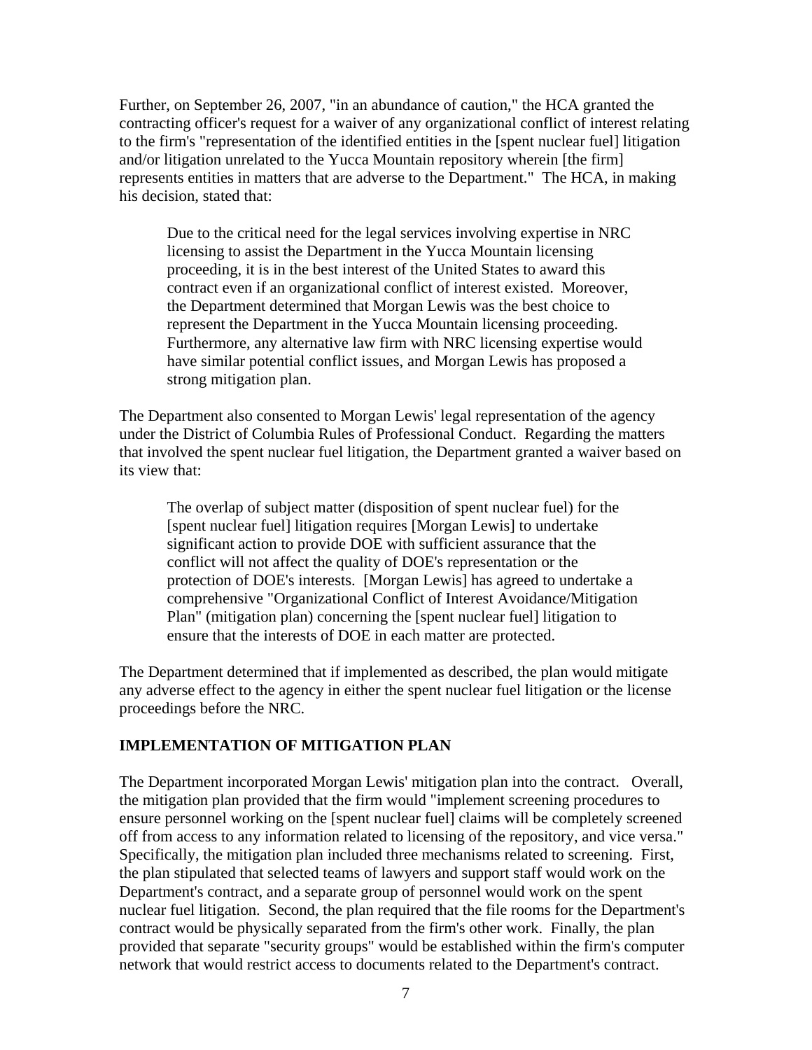Further, on September 26, 2007, "in an abundance of caution," the HCA granted the contracting officer's request for a waiver of any organizational conflict of interest relating to the firm's "representation of the identified entities in the [spent nuclear fuel] litigation and/or litigation unrelated to the Yucca Mountain repository wherein [the firm] represents entities in matters that are adverse to the Department." The HCA, in making his decision, stated that:

> Due to the critical need for the legal services involving expertise in NRC licensing to assist the Department in the Yucca Mountain licensing proceeding, it is in the best interest of the United States to award this contract even if an organizational conflict of interest existed. Moreover, the Department determined that Morgan Lewis was the best choice to represent the Department in the Yucca Mountain licensing proceeding. Furthermore, any alternative law firm with NRC licensing expertise would have similar potential conflict issues, and Morgan Lewis has proposed a strong mitigation plan.

The Department also consented to Morgan Lewis' legal representation of the agency under the District of Columbia Rules of Professional Conduct. Regarding the matters that involved the spent nuclear fuel litigation, the Department granted a waiver based on its view that:

> The overlap of subject matter (disposition of spent nuclear fuel) for the [spent nuclear fuel] litigation requires [Morgan Lewis] to undertake significant action to provide DOE with sufficient assurance that the conflict will not affect the quality of DOE's representation or the protection of DOE's interests. [Morgan Lewis] has agreed to undertake a comprehensive "Organizational Conflict of Interest Avoidance/Mitigation Plan" (mitigation plan) concerning the [spent nuclear fuel] litigation to ensure that the interests of DOE in each matter are protected.

The Department determined that if implemented as described, the plan would mitigate any adverse effect to the agency in either the spent nuclear fuel litigation or the license proceedings before the NRC.

## IMPLEMENTATION OF MITIGATION PLAN

The Department incorporated Morgan Lewis' mitigation plan into the contract. Overall, the mitigation plan provided that the firm would "implement screening procedures to ensure personnel working on the [spent nuclear fuel] claims will be completely screened off from access to any information related to licensing of the repository, and vice versa." Specifically, the mitigation plan included three mechanisms related to screening. First, the plan stipulated that selected teams of lawyers and support staff would work on the Department's contract, and a separate group of personnel would work on the spent nuclear fuel litigation. Second, the plan required that the file rooms for the Department's contract would be physically separated from the firm's other work. Finally, the plan provided that separate "security groups" would be established within the firm's computer network that would restrict access to documents related to the Department's contract.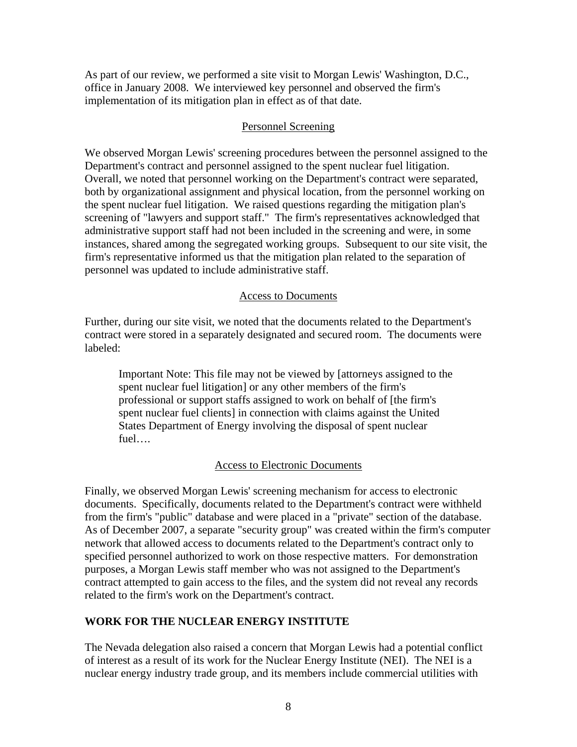As part of our review, we performed a site visit to Morgan Lewis' Washington, D.C., office in January 2008. We interviewed key personnel and observed the firm's implementation of its mitigation plan in effect as of that date.

### Personnel Screening

We observed Morgan Lewis' screening procedures between the personnel assigned to the Department's contract and personnel assigned to the spent nuclear fuel litigation. Overall, we noted that personnel working on the Department's contract were separated, both by organizational assignment and physical location, from the personnel working on the spent nuclear fuel litigation. We raised questions regarding the mitigation plan's screening of "lawyers and support staff." The firm's representatives acknowledged that administrative support staff had not been included in the screening and were, in some instances, shared among the segregated working groups. Subsequent to our site visit, the firm's representative informed us that the mitigation plan related to the separation of personnel was updated to include administrative staff.

### Access to Documents

Further, during our site visit, we noted that the documents related to the Department's contract were stored in a separately designated and secured room. The documents were labeled:

> Important Note: This file may not be viewed by [attorneys assigned to the spent nuclear fuel litigation] or any other members of the firm's professional or support staffs assigned to work on behalf of [the firm's spent nuclear fuel clients] in connection with claims against the United States Department of Energy involving the disposal of spent nuclear fuel….

### Access to Electronic Documents

Finally, we observed Morgan Lewis' screening mechanism for access to electronic documents. Specifically, documents related to the Department's contract were withheld from the firm's "public" database and were placed in a "private" section of the database. As of December 2007, a separate "security group" was created within the firm's computer network that allowed access to documents related to the Department's contract only to specified personnel authorized to work on those respective matters. For demonstration purposes, a Morgan Lewis staff member who was not assigned to the Department's contract attempted to gain access to the files, and the system did not reveal any records related to the firm's work on the Department's contract.

## WORK FOR THE NUCLEAR ENERGY INSTITUTE

The Nevada delegation also raised a concern that Morgan Lewis had a potential conflict of interest as a result of its work for the Nuclear Energy Institute (NEI). The NEI is a nuclear energy industry trade group, and its members include commercial utilities with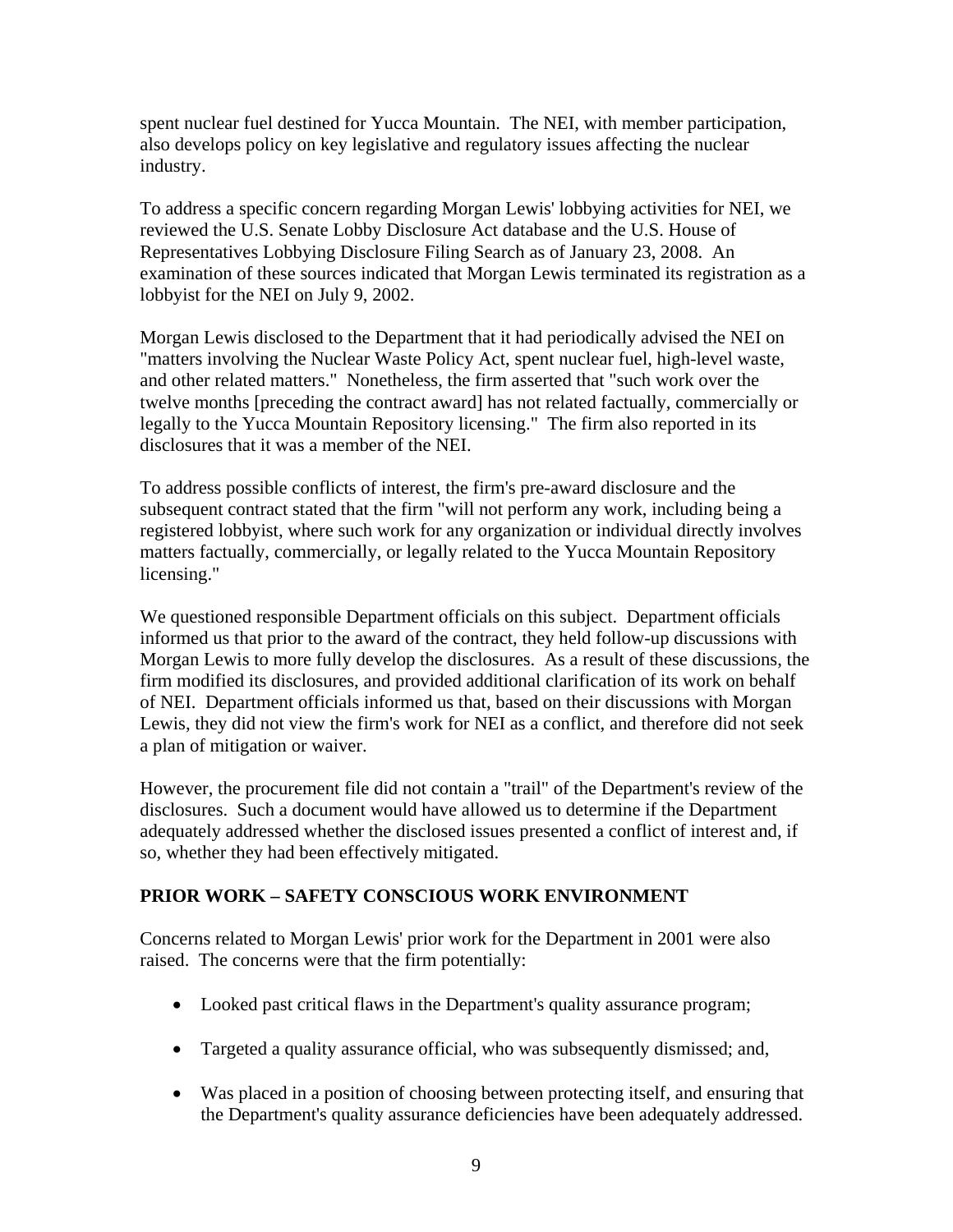spent nuclear fuel destined for Yucca Mountain. The NEI, with member participation, also develops policy on key legislative and regulatory issues affecting the nuclear industry.

To address a specific concern regarding Morgan Lewis' lobbying activities for NEI, we reviewed the U.S. Senate Lobby Disclosure Act database and the U.S. House of Representatives Lobbying Disclosure Filing Search as of January 23, 2008. An examination of these sources indicated that Morgan Lewis terminated its registration as a lobbyist for the NEI on July 9, 2002.

Morgan Lewis disclosed to the Department that it had periodically advised the NEI on "matters involving the Nuclear Waste Policy Act, spent nuclear fuel, high-level waste, and other related matters." Nonetheless, the firm asserted that "such work over the twelve months [preceding the contract award] has not related factually, commercially or legally to the Yucca Mountain Repository licensing." The firm also reported in its disclosures that it was a member of the NEI.

To address possible conflicts of interest, the firm's pre-award disclosure and the subsequent contract stated that the firm "will not perform any work, including being a registered lobbyist, where such work for any organization or individual directly involves matters factually, commercially, or legally related to the Yucca Mountain Repository licensing."

We questioned responsible Department officials on this subject. Department officials informed us that prior to the award of the contract, they held follow-up discussions with Morgan Lewis to more fully develop the disclosures. As a result of these discussions, the firm modified its disclosures, and provided additional clarification of its work on behalf of NEI. Department officials informed us that, based on their discussions with Morgan Lewis, they did not view the firm's work for NEI as a conflict, and therefore did not seek a plan of mitigation or waiver.

However, the procurement file did not contain a "trail" of the Department's review of the disclosures. Such a document would have allowed us to determine if the Department adequately addressed whether the disclosed issues presented a conflict of interest and, if so, whether they had been effectively mitigated.

## PRIOR WORK – SAFETY CONSCIOUS WORK ENVIRONMENT

Concerns related to Morgan Lewis' prior work for the Department in 2001 were also raised. The concerns were that the firm potentially:

- Looked past critical flaws in the Department's quality assurance program;
- Targeted a quality assurance official, who was subsequently dismissed; and,
- Was placed in a position of choosing between protecting itself, and ensuring that the Department's quality assurance deficiencies have been adequately addressed.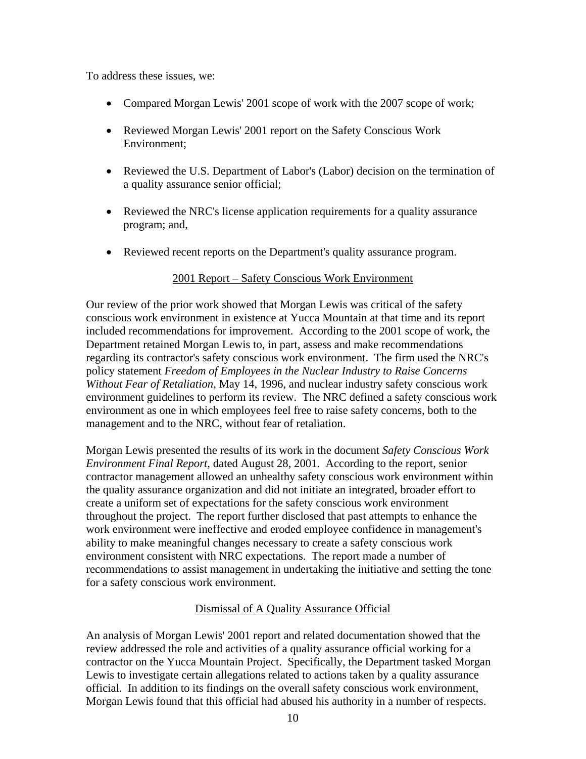To address these issues, we:

- Compared Morgan Lewis' 2001 scope of work with the 2007 scope of work;
- Reviewed Morgan Lewis' 2001 report on the Safety Conscious Work Environment;
- Reviewed the U.S. Department of Labor's (Labor) decision on the termination of a quality assurance senior official;
- Reviewed the NRC's license application requirements for a quality assurance program; and,
- Reviewed recent reports on the Department's quality assurance program.

## 2001 Report – Safety Conscious Work Environment

Our review of the prior work showed that Morgan Lewis was critical of the safety conscious work environment in existence at Yucca Mountain at that time and its report included recommendations for improvement. According to the 2001 scope of work, the Department retained Morgan Lewis to, in part, assess and make recommendations regarding its contractor's safety conscious work environment. The firm used the NRC's policy statement *Freedom of Employees in the Nuclear Industry to Raise Concerns Without Fear of Retaliation*, May 14, 1996, and nuclear industry safety conscious work environment guidelines to perform its review. The NRC defined a safety conscious work environment as one in which employees feel free to raise safety concerns, both to the management and to the NRC, without fear of retaliation.

Morgan Lewis presented the results of its work in the document *Safety Conscious Work Environment Final Report*, dated August 28, 2001. According to the report, senior contractor management allowed an unhealthy safety conscious work environment within the quality assurance organization and did not initiate an integrated, broader effort to create a uniform set of expectations for the safety conscious work environment throughout the project. The report further disclosed that past attempts to enhance the work environment were ineffective and eroded employee confidence in management's ability to make meaningful changes necessary to create a safety conscious work environment consistent with NRC expectations. The report made a number of recommendations to assist management in undertaking the initiative and setting the tone for a safety conscious work environment.

## Dismissal of A Quality Assurance Official

An analysis of Morgan Lewis' 2001 report and related documentation showed that the review addressed the role and activities of a quality assurance official working for a contractor on the Yucca Mountain Project. Specifically, the Department tasked Morgan Lewis to investigate certain allegations related to actions taken by a quality assurance official. In addition to its findings on the overall safety conscious work environment, Morgan Lewis found that this official had abused his authority in a number of respects.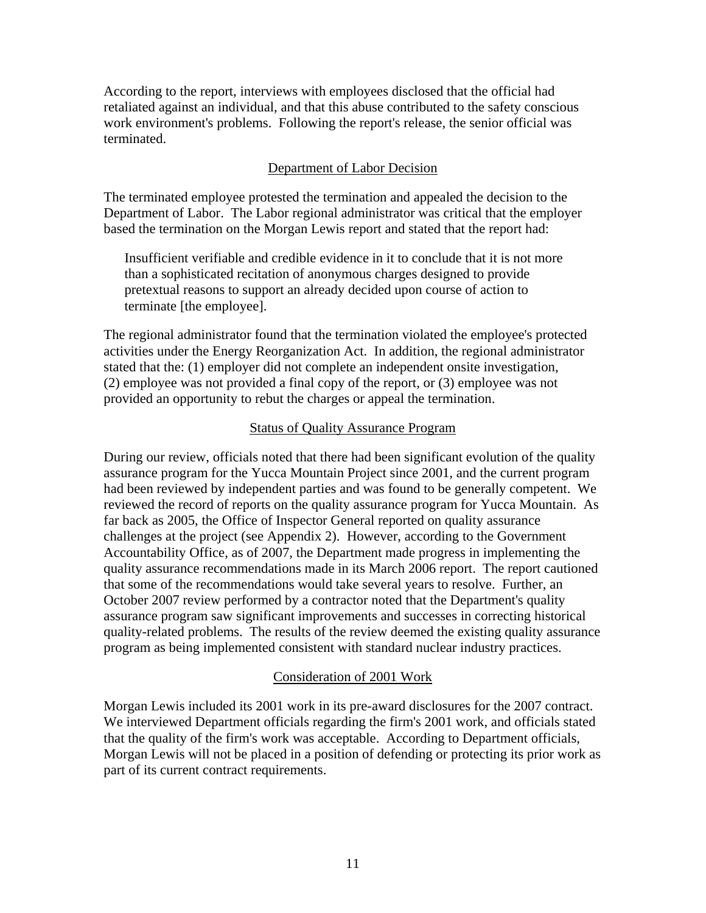According to the report, interviews with employees disclosed that the official had retaliated against an individual, and that this abuse contributed to the safety conscious work environment's problems. Following the report's release, the senior official was terminated.

### Department of Labor Decision

The terminated employee protested the termination and appealed the decision to the Department of Labor. The Labor regional administrator was critical that the employer based the termination on the Morgan Lewis report and stated that the report had:

> Insufficient verifiable and credible evidence in it to conclude that it is not more than a sophisticated recitation of anonymous charges designed to provide pretextual reasons to support an already decided upon course of action to terminate [the employee].

The regional administrator found that the termination violated the employee's protected activities under the Energy Reorganization Act. In addition, the regional administrator stated that the: (1) employer did not complete an independent onsite investigation, (2) employee was not provided a final copy of the report, or (3) employee was not provided an opportunity to rebut the charges or appeal the termination.

### Status of Quality Assurance Program

During our review, officials noted that there had been significant evolution of the quality assurance program for the Yucca Mountain Project since 2001, and the current program had been reviewed by independent parties and was found to be generally competent. We reviewed the record of reports on the quality assurance program for Yucca Mountain. As far back as 2005, the Office of Inspector General reported on quality assurance challenges at the project (see Appendix 2). However, according to the Government Accountability Office, as of 2007, the Department made progress in implementing the quality assurance recommendations made in its March 2006 report. The report cautioned that some of the recommendations would take several years to resolve. Further, an October 2007 review performed by a contractor noted that the Department's quality assurance program saw significant improvements and successes in correcting historical quality-related problems. The results of the review deemed the existing quality assurance program as being implemented consistent with standard nuclear industry practices.

### Consideration of 2001 Work

Morgan Lewis included its 2001 work in its pre-award disclosures for the 2007 contract. We interviewed Department officials regarding the firm's 2001 work, and officials stated that the quality of the firm's work was acceptable. According to Department officials, Morgan Lewis will not be placed in a position of defending or protecting its prior work as part of its current contract requirements.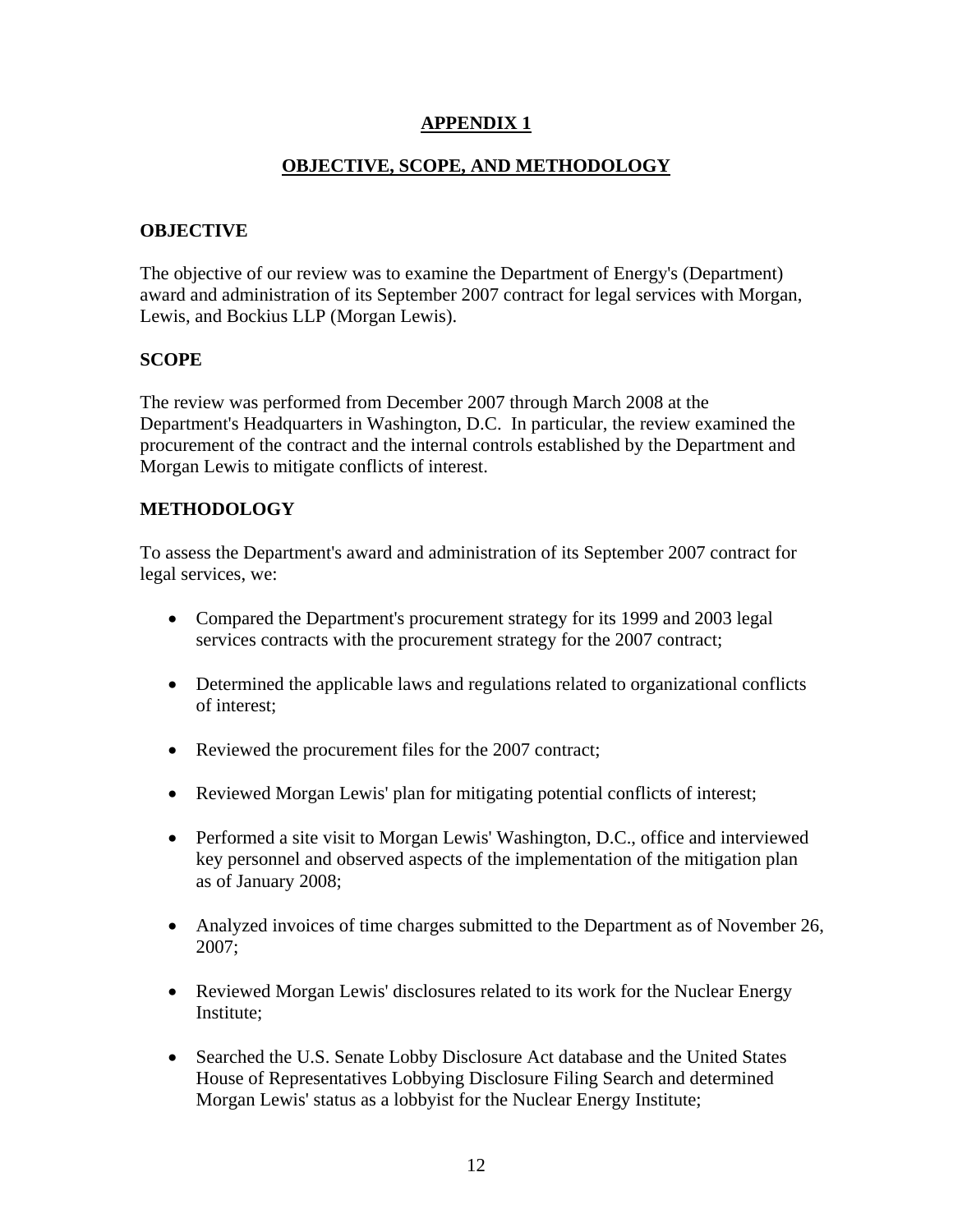# APPENDIX 1

## OBJECTIVE, SCOPE, AND METHODOLOGY

### OBJECTIVE

The objective of our review was to examine the Department of Energy's (Department) award and administration of its September 2007 contract for legal services with Morgan, Lewis, and Bockius LLP (Morgan Lewis).

### SCOPE

The review was performed from December 2007 through March 2008 at the Department's Headquarters in Washington, D.C. In particular, the review examined the procurement of the contract and the internal controls established by the Department and Morgan Lewis to mitigate conflicts of interest.

### METHODOLOGY

To assess the Department's award and administration of its September 2007 contract for legal services, we:

- Compared the Department's procurement strategy for its 1999 and 2003 legal services contracts with the procurement strategy for the 2007 contract;
- Determined the applicable laws and regulations related to organizational conflicts of interest;
- Reviewed the procurement files for the 2007 contract;
- Reviewed Morgan Lewis' plan for mitigating potential conflicts of interest;
- Performed a site visit to Morgan Lewis' Washington, D.C., office and interviewed key personnel and observed aspects of the implementation of the mitigation plan as of January 2008;
- Analyzed invoices of time charges submitted to the Department as of November 26, 2007;
- Reviewed Morgan Lewis' disclosures related to its work for the Nuclear Energy Institute;
- Searched the U.S. Senate Lobby Disclosure Act database and the United States House of Representatives Lobbying Disclosure Filing Search and determined Morgan Lewis' status as a lobbyist for the Nuclear Energy Institute;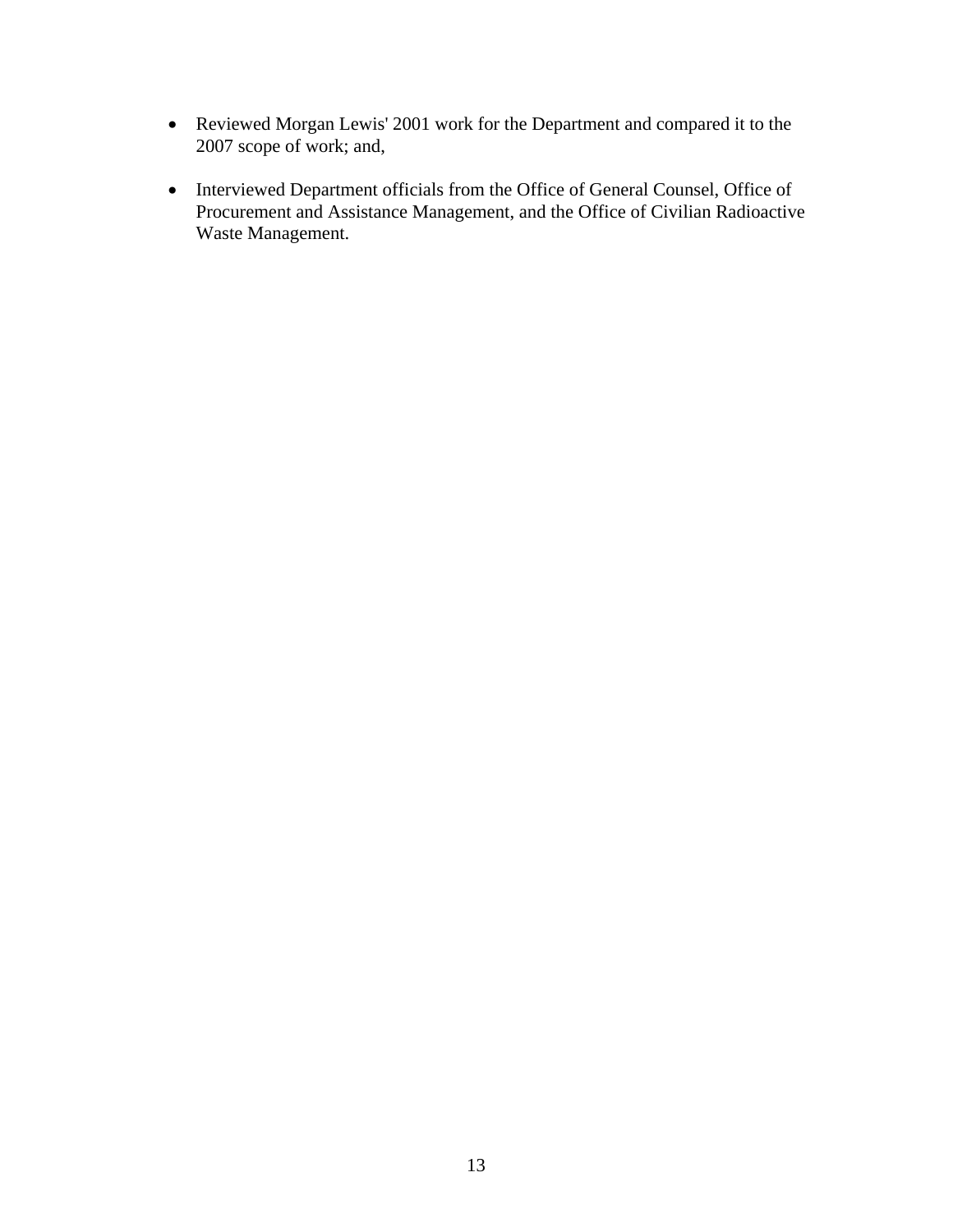- Reviewed Morgan Lewis' 2001 work for the Department and compared it to the 2007 scope of work; and,

- Interviewed Department officials from the Office of General Counsel, Office of Procurement and Assistance Management, and the Office of Civilian Radioactive Waste Management.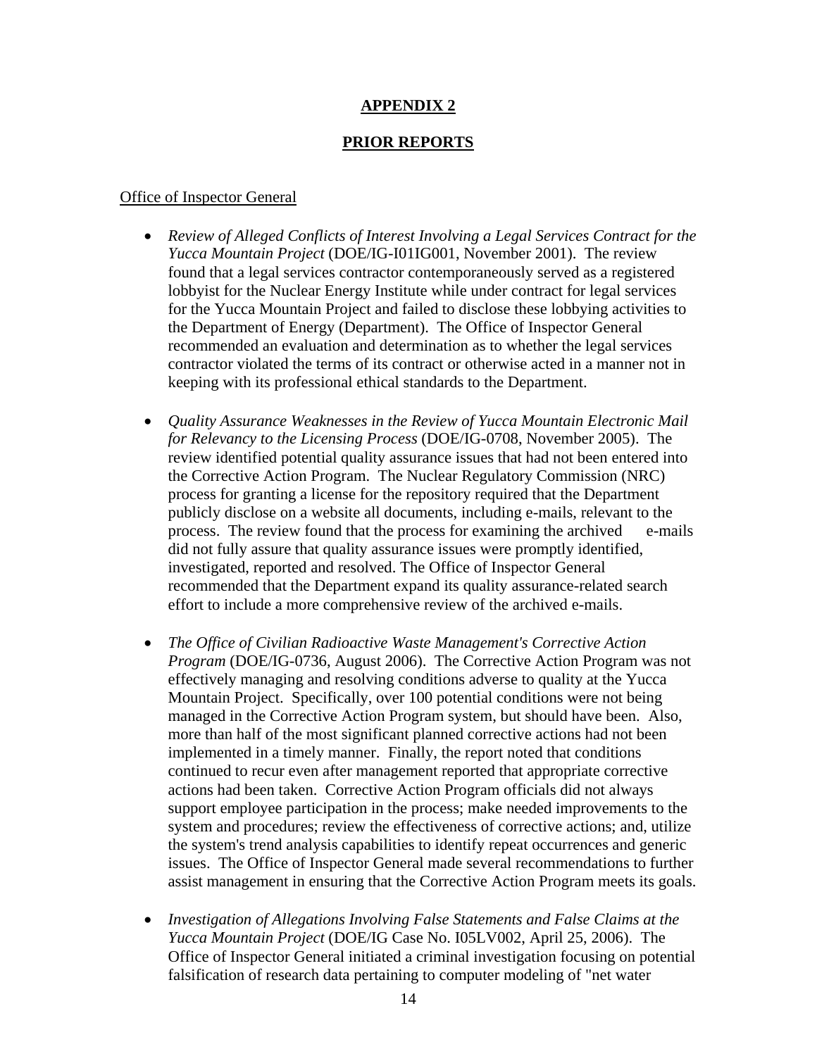## APPENDIX 2

## PRIOR REPORTS

Office of Inspector General

- *Review of Alleged Conflicts of Interest Involving a Legal Services Contract for the Yucca Mountain Project* (DOE/IG-I01IG001, November 2001). The review found that a legal services contractor contemporaneously served as a registered lobbyist for the Nuclear Energy Institute while under contract for legal services for the Yucca Mountain Project and failed to disclose these lobbying activities to the Department of Energy (Department). The Office of Inspector General recommended an evaluation and determination as to whether the legal services contractor violated the terms of its contract or otherwise acted in a manner not in keeping with its professional ethical standards to the Department.

- *Quality Assurance Weaknesses in the Review of Yucca Mountain Electronic Mail for Relevancy to the Licensing Process* (DOE/IG-0708, November 2005). The review identified potential quality assurance issues that had not been entered into the Corrective Action Program. The Nuclear Regulatory Commission (NRC) process for granting a license for the repository required that the Department publicly disclose on a website all documents, including e-mails, relevant to the process. The review found that the process for examining the archived e-mails did not fully assure that quality assurance issues were promptly identified, investigated, reported and resolved. The Office of Inspector General recommended that the Department expand its quality assurance-related search effort to include a more comprehensive review of the archived e-mails.

- *The Office of Civilian Radioactive Waste Management's Corrective Action Program* (DOE/IG-0736, August 2006). The Corrective Action Program was not effectively managing and resolving conditions adverse to quality at the Yucca Mountain Project. Specifically, over 100 potential conditions were not being managed in the Corrective Action Program system, but should have been. Also, more than half of the most significant planned corrective actions had not been implemented in a timely manner. Finally, the report noted that conditions continued to recur even after management reported that appropriate corrective actions had been taken. Corrective Action Program officials did not always support employee participation in the process; make needed improvements to the system and procedures; review the effectiveness of corrective actions; and, utilize the system's trend analysis capabilities to identify repeat occurrences and generic issues. The Office of Inspector General made several recommendations to further assist management in ensuring that the Corrective Action Program meets its goals.

- *Investigation of Allegations Involving False Statements and False Claims at the Yucca Mountain Project* (DOE/IG Case No. I05LV002, April 25, 2006). The Office of Inspector General initiated a criminal investigation focusing on potential falsification of research data pertaining to computer modeling of "net water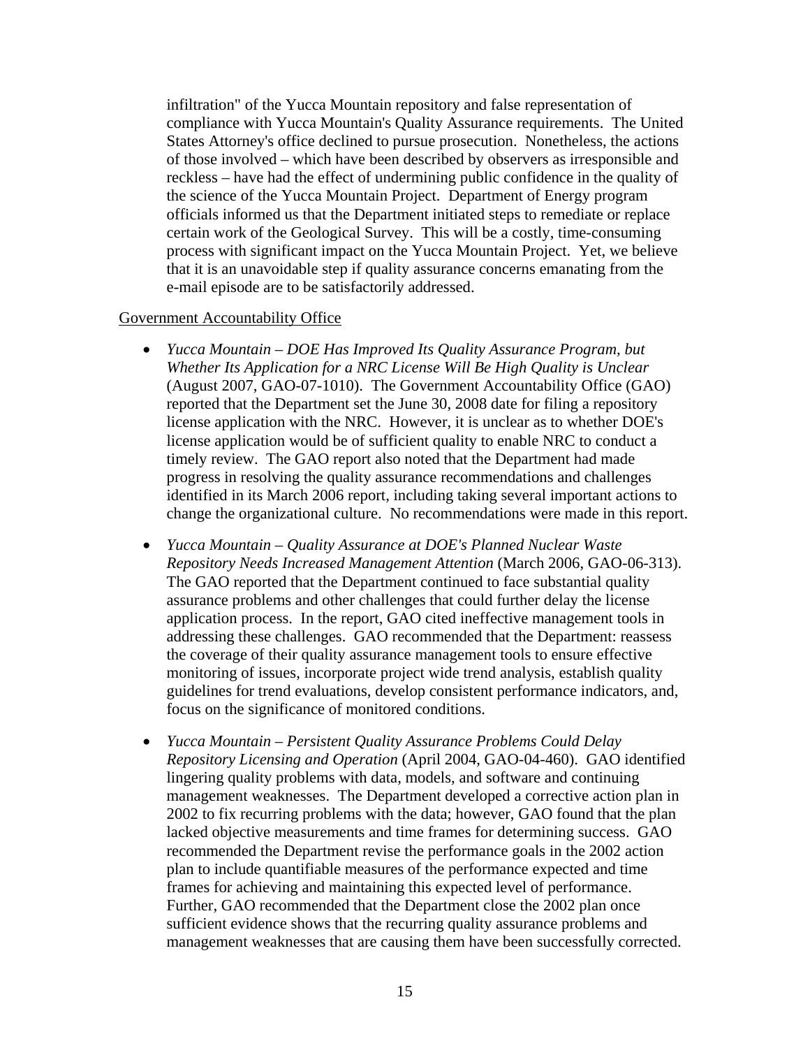infiltration" of the Yucca Mountain repository and false representation of compliance with Yucca Mountain's Quality Assurance requirements. The United States Attorney's office declined to pursue prosecution. Nonetheless, the actions of those involved – which have been described by observers as irresponsible and reckless – have had the effect of undermining public confidence in the quality of the science of the Yucca Mountain Project. Department of Energy program officials informed us that the Department initiated steps to remediate or replace certain work of the Geological Survey. This will be a costly, time-consuming process with significant impact on the Yucca Mountain Project. Yet, we believe that it is an unavoidable step if quality assurance concerns emanating from the e-mail episode are to be satisfactorily addressed.

<u>Government Accountability Office</u>

- *Yucca Mountain – DOE Has Improved Its Quality Assurance Program, but Whether Its Application for a NRC License Will Be High Quality is Unclear* (August 2007, GAO-07-1010). The Government Accountability Office (GAO) reported that the Department set the June 30, 2008 date for filing a repository license application with the NRC. However, it is unclear as to whether DOE's license application would be of sufficient quality to enable NRC to conduct a timely review. The GAO report also noted that the Department had made progress in resolving the quality assurance recommendations and challenges identified in its March 2006 report, including taking several important actions to change the organizational culture. No recommendations were made in this report.

- *Yucca Mountain – Quality Assurance at DOE's Planned Nuclear Waste Repository Needs Increased Management Attention* (March 2006, GAO-06-313). The GAO reported that the Department continued to face substantial quality assurance problems and other challenges that could further delay the license application process. In the report, GAO cited ineffective management tools in addressing these challenges. GAO recommended that the Department: reassess the coverage of their quality assurance management tools to ensure effective monitoring of issues, incorporate project wide trend analysis, establish quality guidelines for trend evaluations, develop consistent performance indicators, and, focus on the significance of monitored conditions.

- *Yucca Mountain – Persistent Quality Assurance Problems Could Delay Repository Licensing and Operation* (April 2004, GAO-04-460). GAO identified lingering quality problems with data, models, and software and continuing management weaknesses. The Department developed a corrective action plan in 2002 to fix recurring problems with the data; however, GAO found that the plan lacked objective measurements and time frames for determining success. GAO recommended the Department revise the performance goals in the 2002 action plan to include quantifiable measures of the performance expected and time frames for achieving and maintaining this expected level of performance. Further, GAO recommended that the Department close the 2002 plan once sufficient evidence shows that the recurring quality assurance problems and management weaknesses that are causing them have been successfully corrected.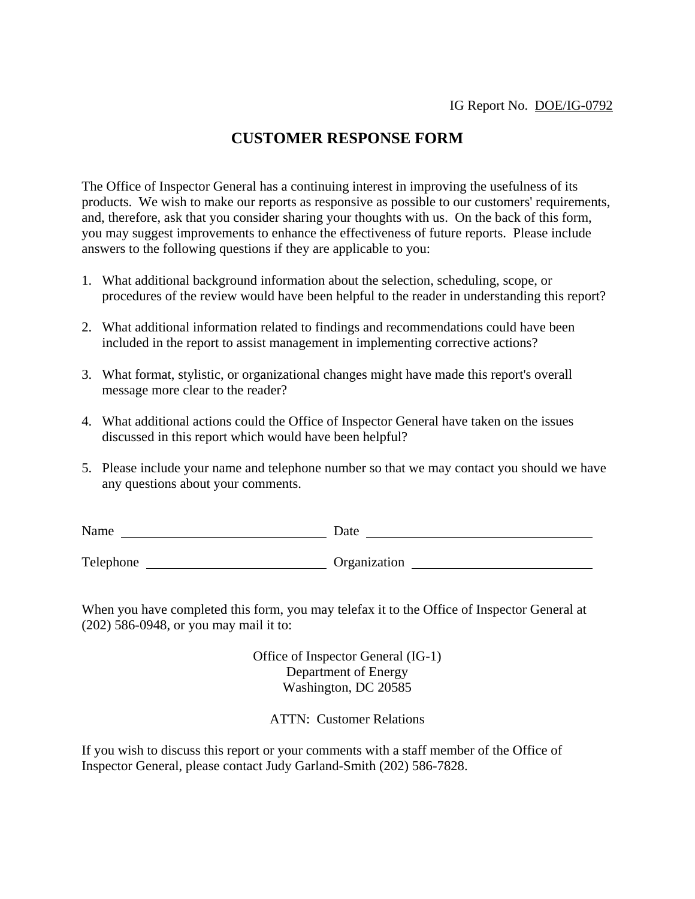IG Report No. DOE/IG-0792

# CUSTOMER RESPONSE FORM

The Office of Inspector General has a continuing interest in improving the usefulness of its products. We wish to make our reports as responsive as possible to our customers' requirements, and, therefore, ask that you consider sharing your thoughts with us. On the back of this form, you may suggest improvements to enhance the effectiveness of future reports. Please include answers to the following questions if they are applicable to you:

1. What additional background information about the selection, scheduling, scope, or procedures of the review would have been helpful to the reader in understanding this report?

2. What additional information related to findings and recommendations could have been included in the report to assist management in implementing corrective actions?

3. What format, stylistic, or organizational changes might have made this report's overall message more clear to the reader?

4. What additional actions could the Office of Inspector General have taken on the issues discussed in this report which would have been helpful?

5. Please include your name and telephone number so that we may contact you should we have any questions about your comments.

Name ______________________________ Date ______________________________

Telephone __________________________ Organization __________________________

When you have completed this form, you may telefax it to the Office of Inspector General at (202) 586-0948, or you may mail it to:

Office of Inspector General (IG-1)
Department of Energy
Washington, DC 20585

ATTN: Customer Relations

If you wish to discuss this report or your comments with a staff member of the Office of Inspector General, please contact Judy Garland-Smith (202) 586-7828.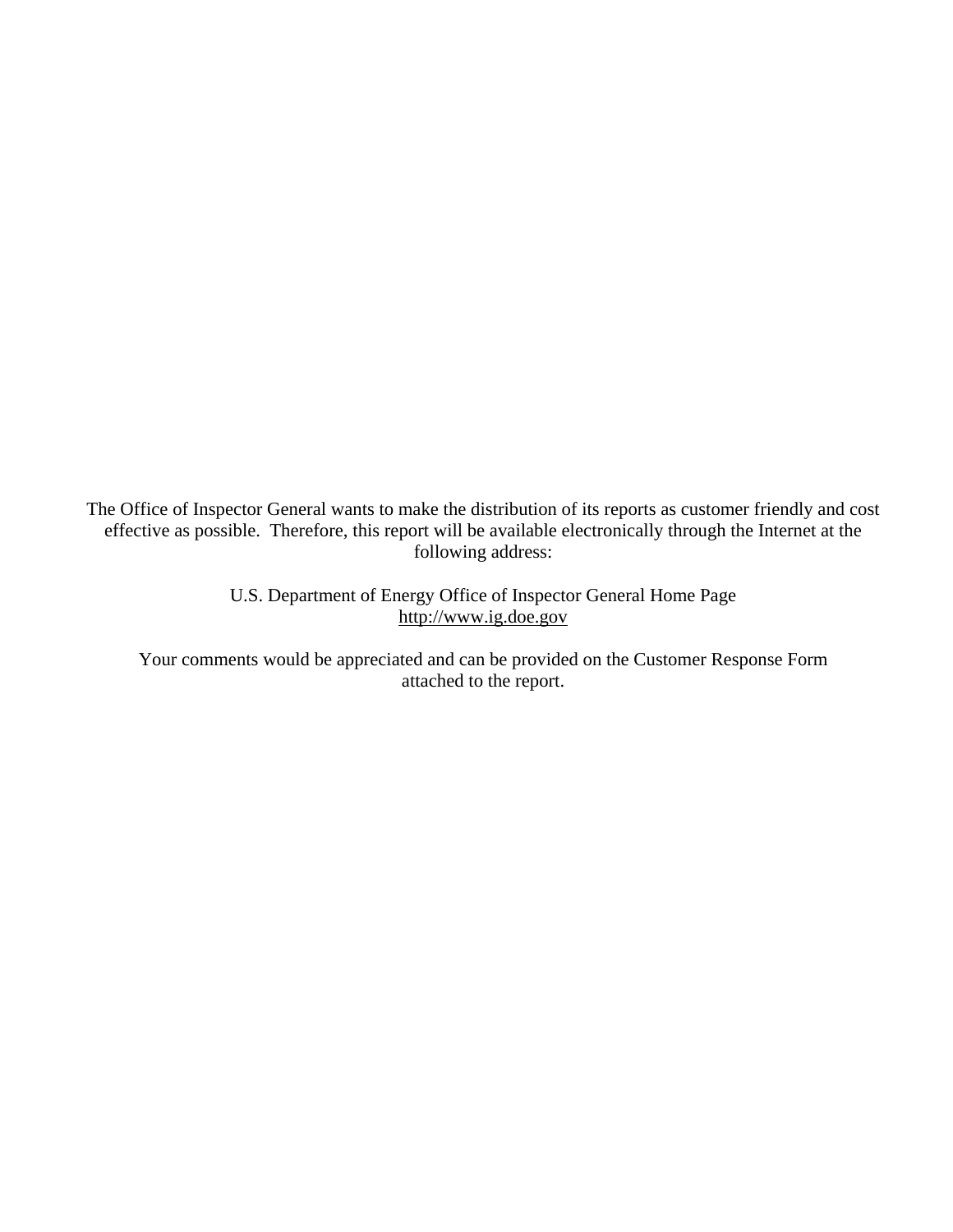The Office of Inspector General wants to make the distribution of its reports as customer friendly and cost effective as possible. Therefore, this report will be available electronically through the Internet at the following address:

U.S. Department of Energy Office of Inspector General Home Page
http://www.ig.doe.gov

Your comments would be appreciated and can be provided on the Customer Response Form attached to the report.